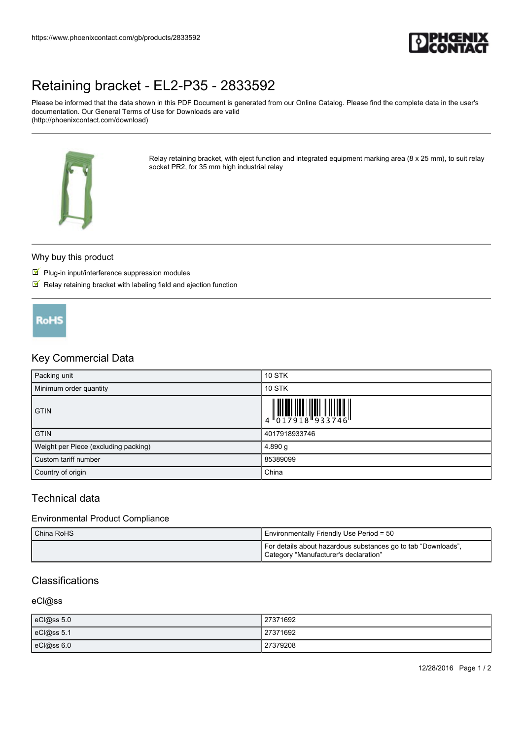# Retaining bracket - EL2-P35 - 2833592

Please be informed that the data shown in this PDF Document is generated from our Online Catalog. Please find the complete data in the user's documentation. Our General Terms of Use for Downloads are valid (http://phoenixcontact.com/download)

Relay retaining bracket, with eject function and integrated equipment marking area (8 x 25 mm), to suit relay socket PR2, for 35 mm high industrial relay

## Why buy this product

- Plug-in input/interference suppression modules
- Relay retaining bracket with labeling field and ejection function

RoHS

## Key Commercial Data

| | |
|---|---|
| Packing unit | 10 STK |
| Minimum order quantity | 10 STK |
| GTIN | 4 017918 933746 |
| GTIN | 4017918933746 |
| Weight per Piece (excluding packing) | 4.890 g |
| Custom tariff number | 85389099 |
| Country of origin | China |

## Technical data

### Environmental Product Compliance

| | |
|---|---|
| China RoHS | Environmentally Friendly Use Period = 50 |
| | For details about hazardous substances go to tab “Downloads”, Category “Manufacturer's declaration” |

## Classifications

### eCl@ss

| | |
|---|---|
| eCl@ss 5.0 | 27371692 |
| eCl@ss 5.1 | 27371692 |
| eCl@ss 6.0 | 27379208 |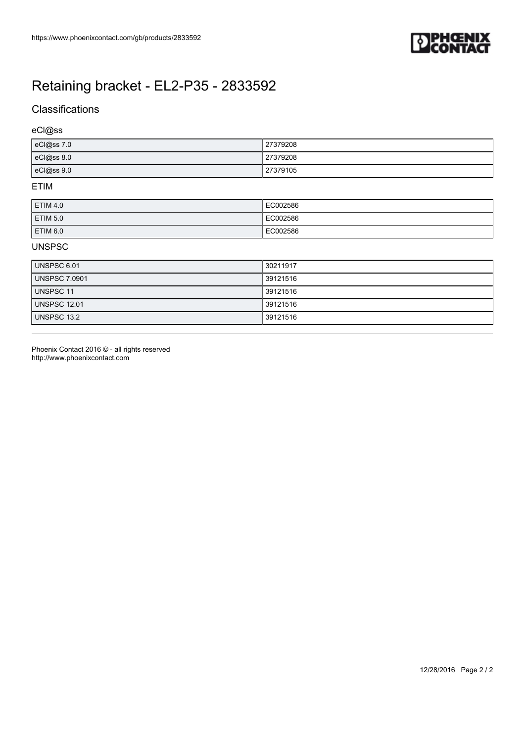# Retaining bracket - EL2-P35 - 2833592

## Classifications

### eCl@ss

| | |
|---|---|
| eCl@ss 7.0 | 27379208 |
| eCl@ss 8.0 | 27379208 |
| eCl@ss 9.0 | 27379105 |

### ETIM

| | |
|---|---|
| ETIM 4.0 | EC002586 |
| ETIM 5.0 | EC002586 |
| ETIM 6.0 | EC002586 |

### UNSPSC

| | |
|---|---|
| UNSPSC 6.01 | 30211917 |
| UNSPSC 7.0901 | 39121516 |
| UNSPSC 11 | 39121516 |
| UNSPSC 12.01 | 39121516 |
| UNSPSC 13.2 | 39121516 |

Phoenix Contact 2016 © - all rights reserved
http://www.phoenixcontact.com